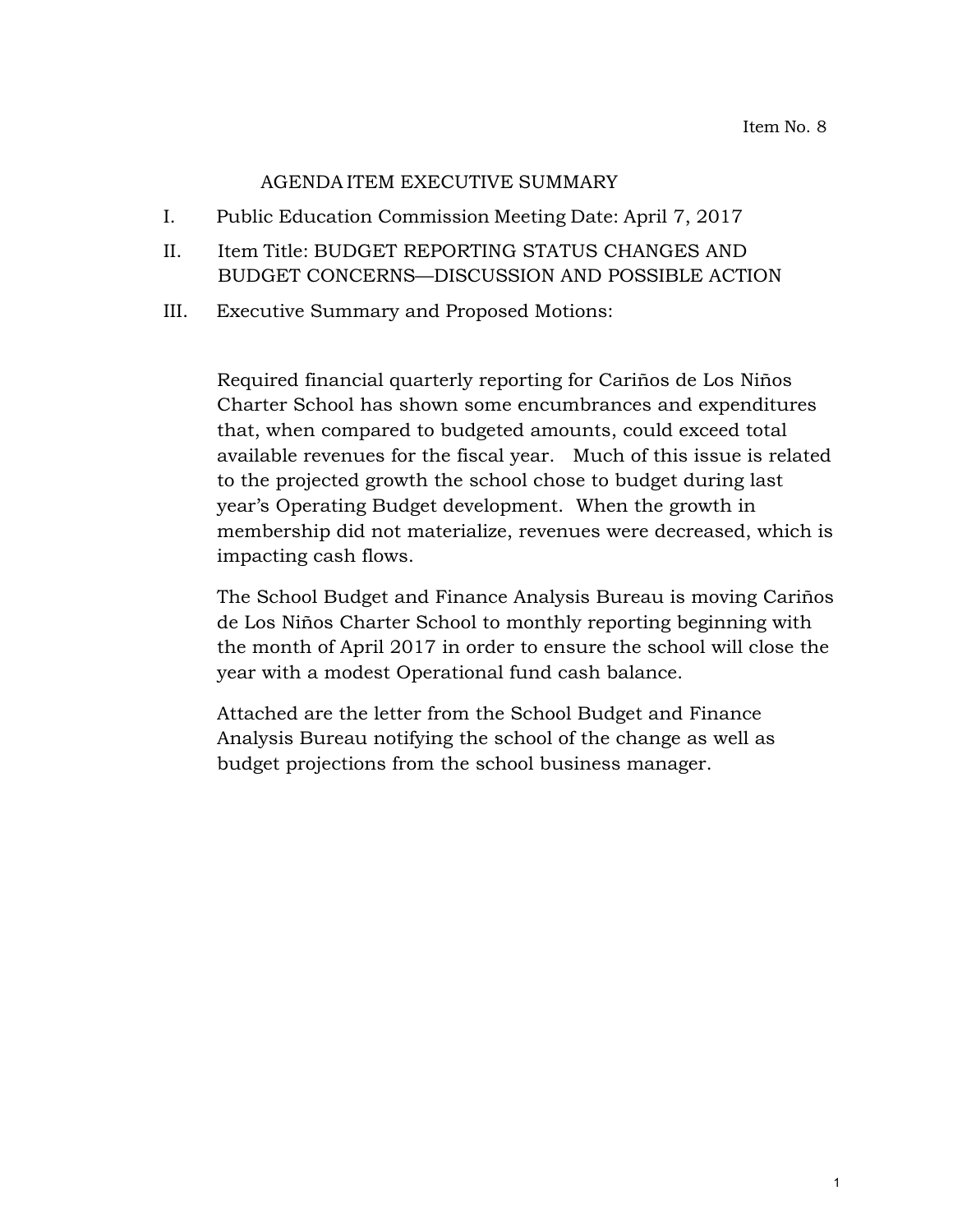Item No. 8

# AGENDA ITEM EXECUTIVE SUMMARY

I. Public Education Commission Meeting Date: April 7, 2017

II. Item Title: BUDGET REPORTING STATUS CHANGES AND BUDGET CONCERNS—DISCUSSION AND POSSIBLE ACTION

III. Executive Summary and Proposed Motions:

Required financial quarterly reporting for Cariños de Los Niños Charter School has shown some encumbrances and expenditures that, when compared to budgeted amounts, could exceed total available revenues for the fiscal year. Much of this issue is related to the projected growth the school chose to budget during last year's Operating Budget development. When the growth in membership did not materialize, revenues were decreased, which is impacting cash flows.

The School Budget and Finance Analysis Bureau is moving Cariños de Los Niños Charter School to monthly reporting beginning with the month of April 2017 in order to ensure the school will close the year with a modest Operational fund cash balance.

Attached are the letter from the School Budget and Finance Analysis Bureau notifying the school of the change as well as budget projections from the school business manager.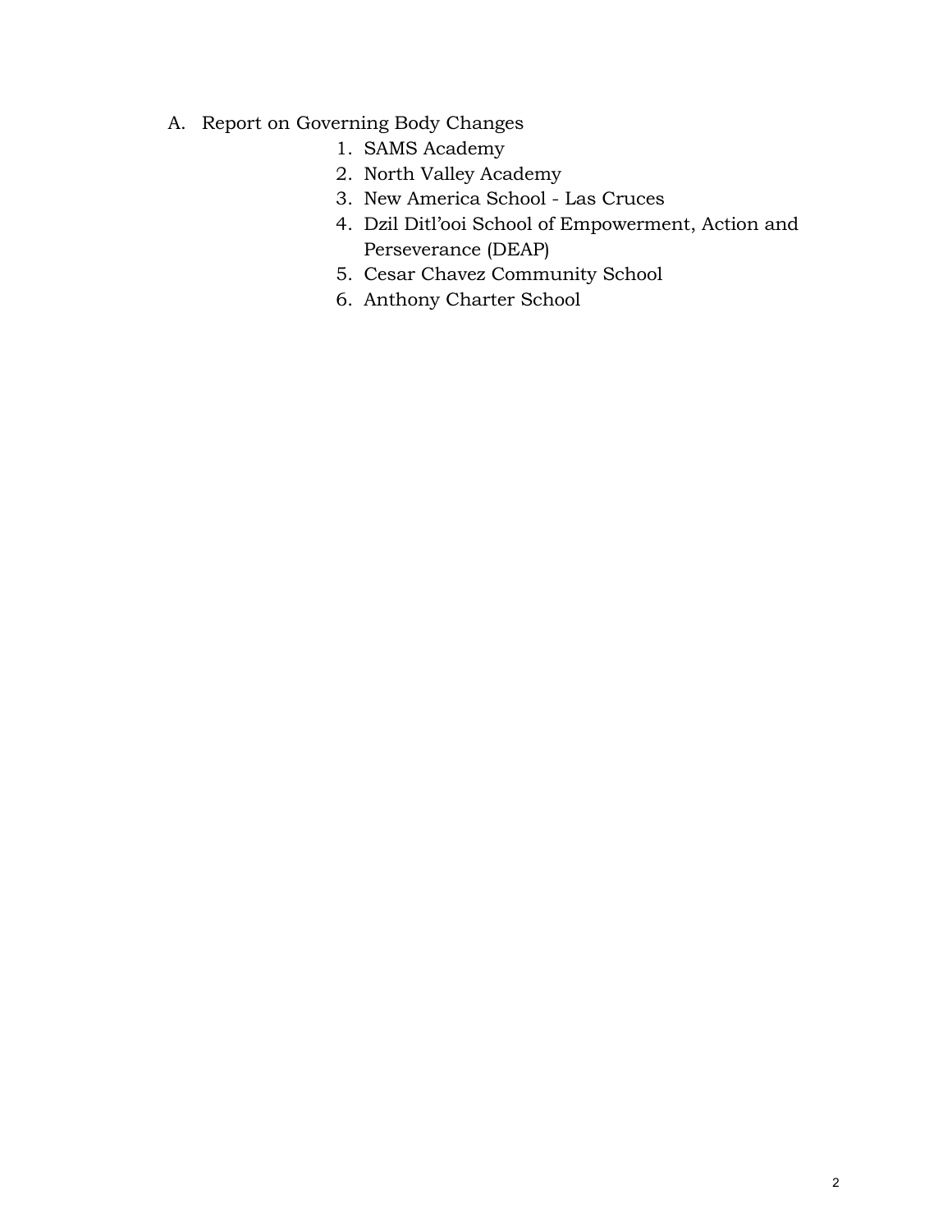A. Report on Governing Body Changes

1. SAMS Academy
2. North Valley Academy
3. New America School - Las Cruces
4. Dzil Ditl'ooi School of Empowerment, Action and Perseverance (DEAP)
5. Cesar Chavez Community School
6. Anthony Charter School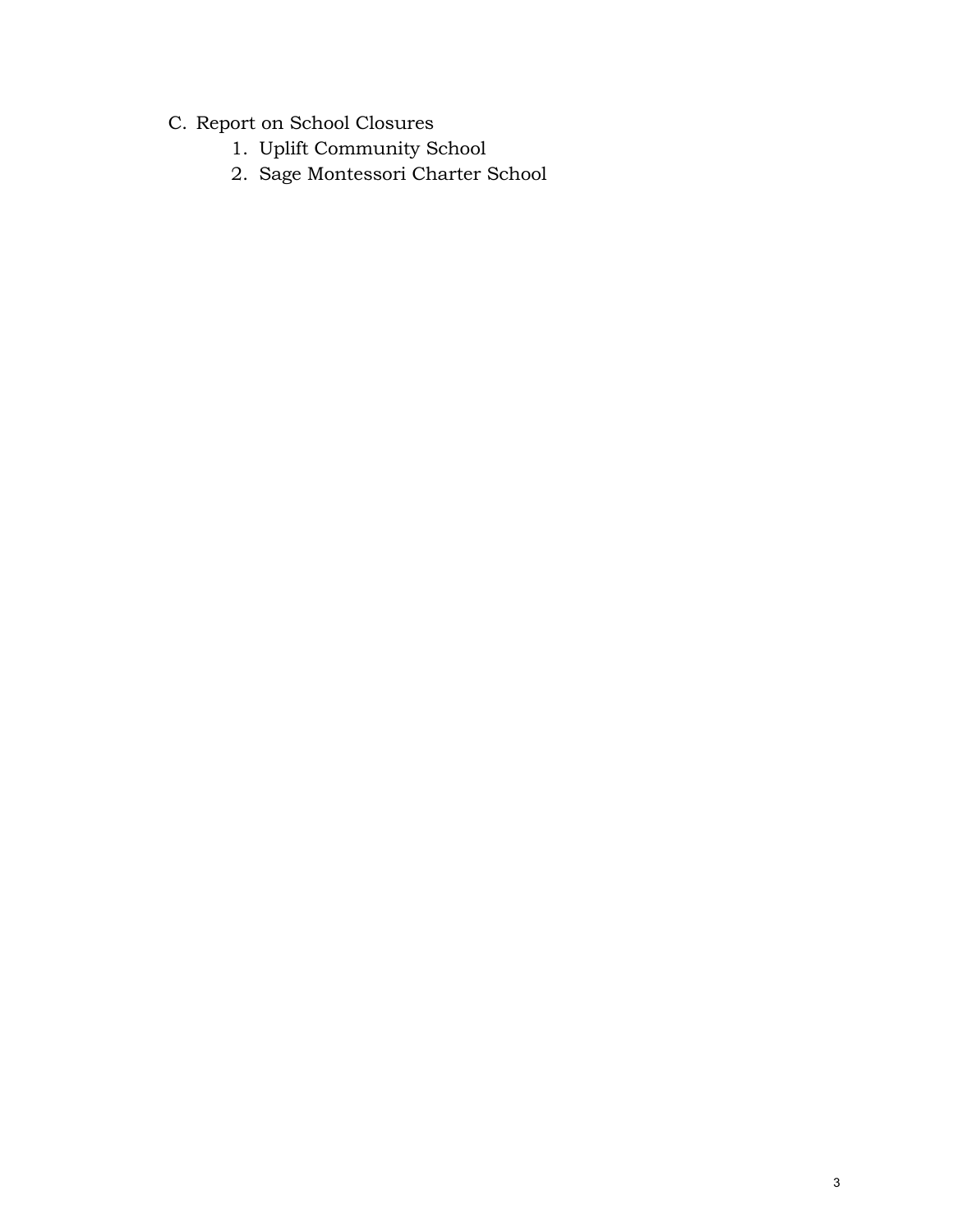C. Report on School Closures
   1. Uplift Community School
   2. Sage Montessori Charter School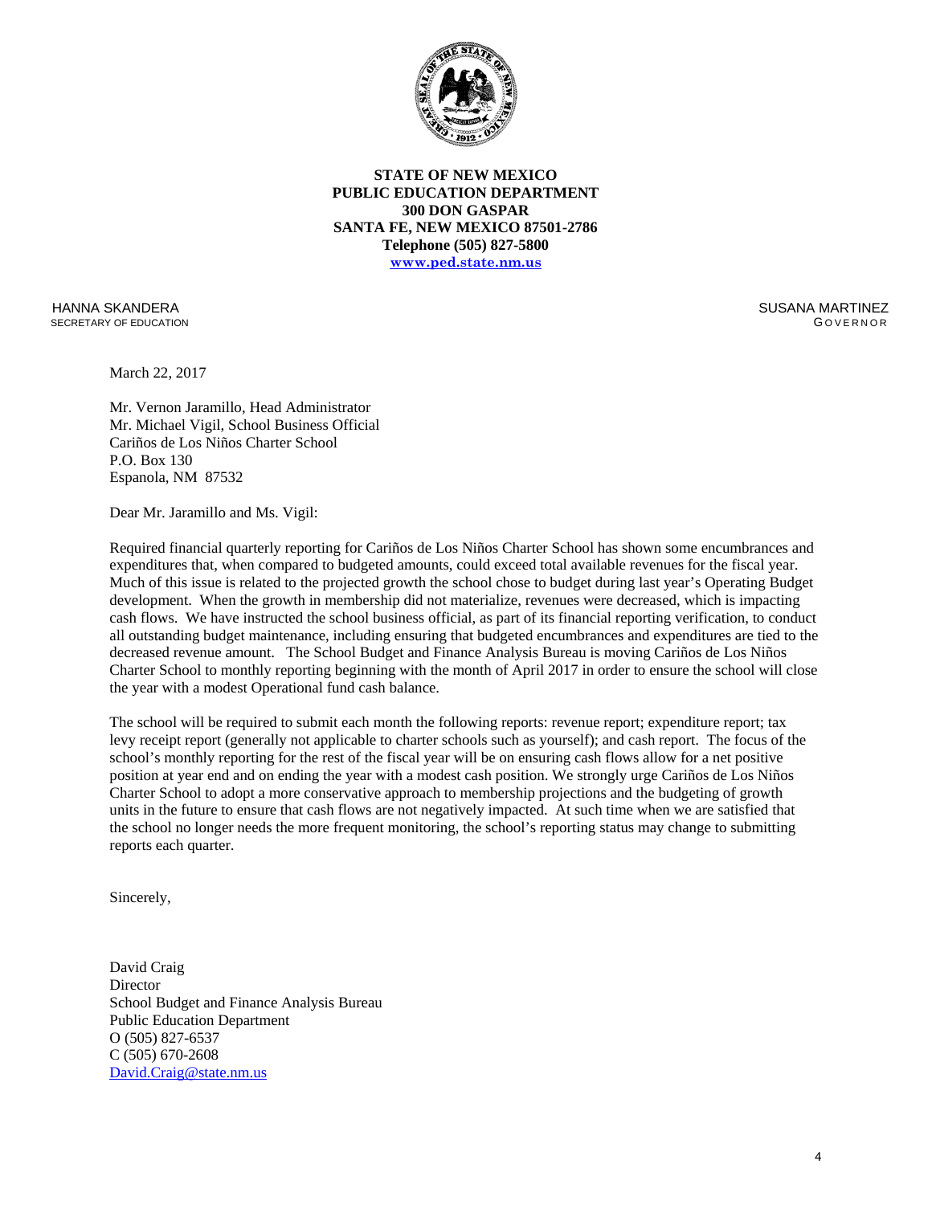**STATE OF NEW MEXICO**
**PUBLIC EDUCATION DEPARTMENT**
**300 DON GASPAR**
**SANTA FE, NEW MEXICO 87501-2786**
**Telephone (505) 827-5800**
**www.ped.state.nm.us**

HANNA SKANDERA
SECRETARY OF EDUCATION

SUSANA MARTINEZ
GOVERNOR

March 22, 2017

Mr. Vernon Jaramillo, Head Administrator
Mr. Michael Vigil, School Business Official
Cariños de Los Niños Charter School
P.O. Box 130
Espanola, NM 87532

Dear Mr. Jaramillo and Ms. Vigil:

Required financial quarterly reporting for Cariños de Los Niños Charter School has shown some encumbrances and expenditures that, when compared to budgeted amounts, could exceed total available revenues for the fiscal year. Much of this issue is related to the projected growth the school chose to budget during last year's Operating Budget development. When the growth in membership did not materialize, revenues were decreased, which is impacting cash flows. We have instructed the school business official, as part of its financial reporting verification, to conduct all outstanding budget maintenance, including ensuring that budgeted encumbrances and expenditures are tied to the decreased revenue amount. The School Budget and Finance Analysis Bureau is moving Cariños de Los Niños Charter School to monthly reporting beginning with the month of April 2017 in order to ensure the school will close the year with a modest Operational fund cash balance.

The school will be required to submit each month the following reports: revenue report; expenditure report; tax levy receipt report (generally not applicable to charter schools such as yourself); and cash report. The focus of the school's monthly reporting for the rest of the fiscal year will be on ensuring cash flows allow for a net positive position at year end and on ending the year with a modest cash position. We strongly urge Cariños de Los Niños Charter School to adopt a more conservative approach to membership projections and the budgeting of growth units in the future to ensure that cash flows are not negatively impacted. At such time when we are satisfied that the school no longer needs the more frequent monitoring, the school's reporting status may change to submitting reports each quarter.

Sincerely,

David Craig
Director
School Budget and Finance Analysis Bureau
Public Education Department
O (505) 827-6537
C (505) 670-2608
David.Craig@state.nm.us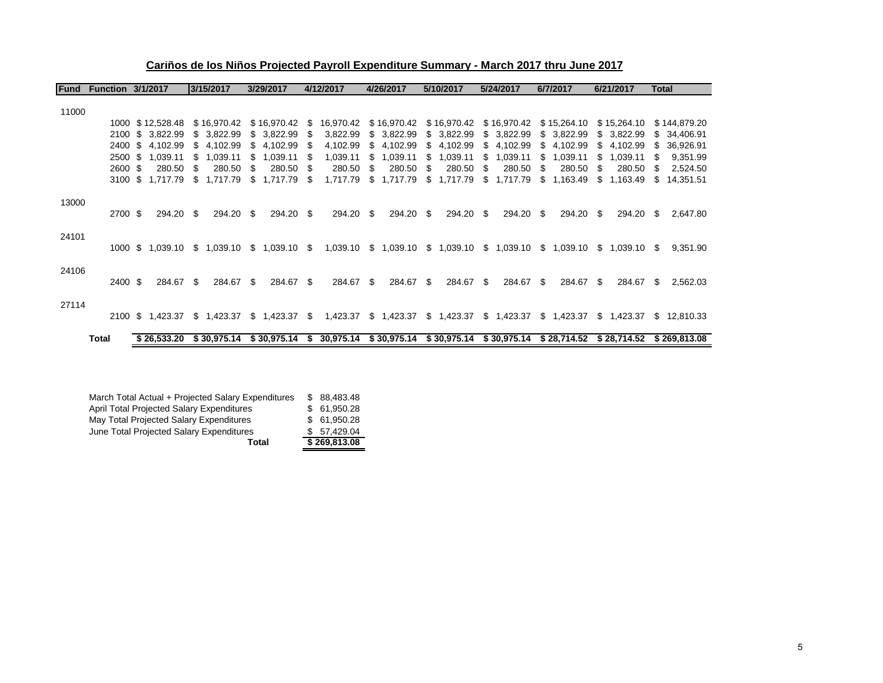## Cariños de los Niños Projected Payroll Expenditure Summary - March 2017 thru June 2017

| Fund | Function | 3/1/2017 | 3/15/2017 | 3/29/2017 | 4/12/2017 | 4/26/2017 | 5/10/2017 | 5/24/2017 | 6/7/2017 | 6/21/2017 | Total |
|---|---|---|---|---|---|---|---|---|---|---|---|
| 11000 | | | | | | | | | | | |
| | 1000 | $ 12,528.48 | $ 16,970.42 | $ 16,970.42 | $ 16,970.42 | $ 16,970.42 | $ 16,970.42 | $ 16,970.42 | $ 15,264.10 | $ 15,264.10 | $ 144,879.20 |
| | 2100 | $ 3,822.99 | $ 3,822.99 | $ 3,822.99 | $ 3,822.99 | $ 3,822.99 | $ 3,822.99 | $ 3,822.99 | $ 3,822.99 | $ 3,822.99 | $ 34,406.91 |
| | 2400 | $ 4,102.99 | $ 4,102.99 | $ 4,102.99 | $ 4,102.99 | $ 4,102.99 | $ 4,102.99 | $ 4,102.99 | $ 4,102.99 | $ 4,102.99 | $ 36,926.91 |
| | 2500 | $ 1,039.11 | $ 1,039.11 | $ 1,039.11 | $ 1,039.11 | $ 1,039.11 | $ 1,039.11 | $ 1,039.11 | $ 1,039.11 | $ 1,039.11 | $ 9,351.99 |
| | 2600 | $ 280.50 | $ 280.50 | $ 280.50 | $ 280.50 | $ 280.50 | $ 280.50 | $ 280.50 | $ 280.50 | $ 280.50 | $ 2,524.50 |
| | 3100 | $ 1,717.79 | $ 1,717.79 | $ 1,717.79 | $ 1,717.79 | $ 1,717.79 | $ 1,717.79 | $ 1,717.79 | $ 1,163.49 | $ 1,163.49 | $ 14,351.51 |
| 13000 | | | | | | | | | | | |
| | 2700 | $ 294.20 | $ 294.20 | $ 294.20 | $ 294.20 | $ 294.20 | $ 294.20 | $ 294.20 | $ 294.20 | $ 294.20 | $ 2,647.80 |
| 24101 | | | | | | | | | | | |
| | 1000 | $ 1,039.10 | $ 1,039.10 | $ 1,039.10 | $ 1,039.10 | $ 1,039.10 | $ 1,039.10 | $ 1,039.10 | $ 1,039.10 | $ 1,039.10 | $ 9,351.90 |
| 24106 | | | | | | | | | | | |
| | 2400 | $ 284.67 | $ 284.67 | $ 284.67 | $ 284.67 | $ 284.67 | $ 284.67 | $ 284.67 | $ 284.67 | $ 284.67 | $ 2,562.03 |
| 27114 | | | | | | | | | | | |
| | 2100 | $ 1,423.37 | $ 1,423.37 | $ 1,423.37 | $ 1,423.37 | $ 1,423.37 | $ 1,423.37 | $ 1,423.37 | $ 1,423.37 | $ 1,423.37 | $ 12,810.33 |
| Total | | $ 26,533.20 | $ 30,975.14 | $ 30,975.14 | $ 30,975.14 | $ 30,975.14 | $ 30,975.14 | $ 30,975.14 | $ 28,714.52 | $ 28,714.52 | $ 269,813.08 |

| | |
|---|---|
| March Total Actual + Projected Salary Expenditures | $ 88,483.48 |
| April Total Projected Salary Expenditures | $ 61,950.28 |
| May Total Projected Salary Expenditures | $ 61,950.28 |
| June Total Projected Salary Expenditures | $ 57,429.04 |
| Total | $ 269,813.08 |